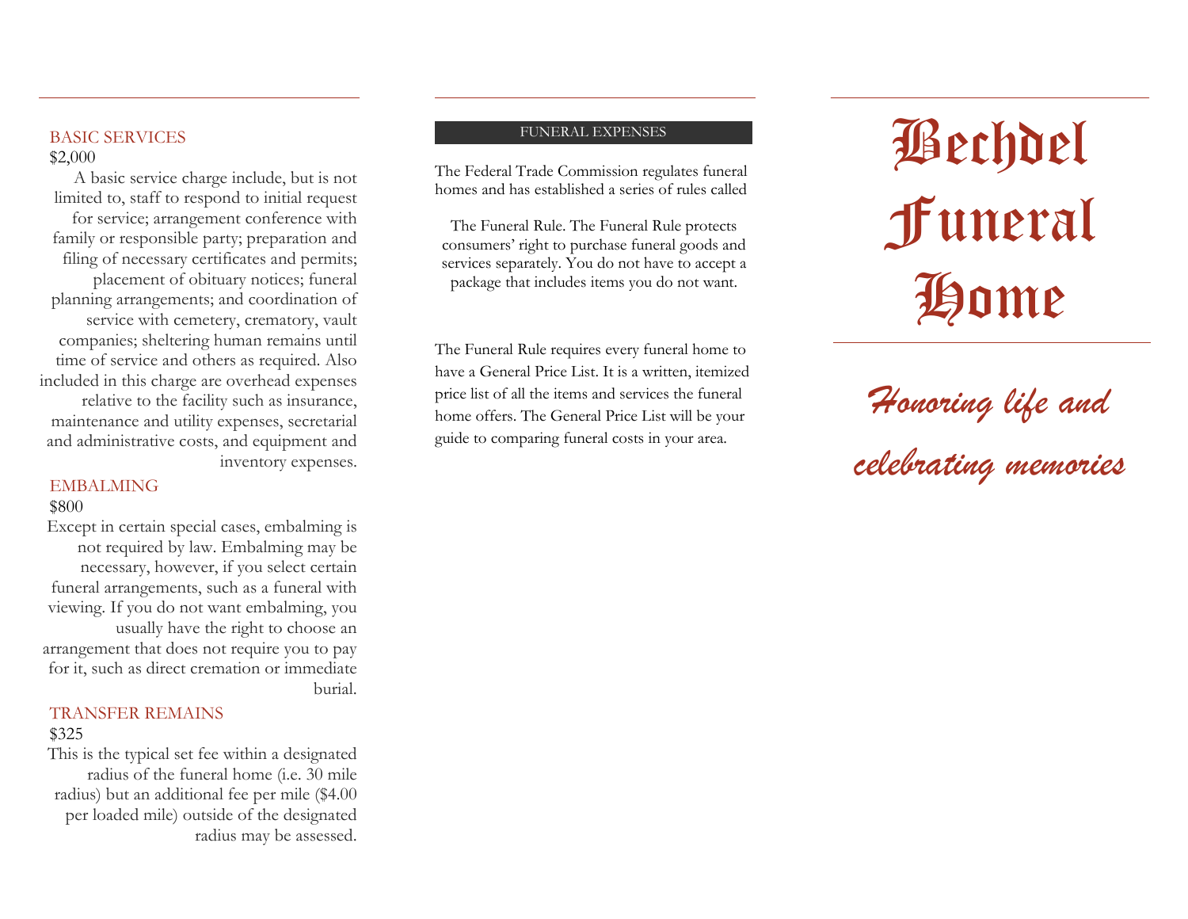## BASIC SERVICES

$2,000

A basic service charge include, but is not limited to, staff to respond to initial request for service; arrangement conference with family or responsible party; preparation and filing of necessary certificates and permits; placement of obituary notices; funeral planning arrangements; and coordination of service with cemetery, crematory, vault companies; sheltering human remains until time of service and others as required. Also included in this charge are overhead expenses relative to the facility such as insurance, maintenance and utility expenses, secretarial and administrative costs, and equipment and inventory expenses.

## EMBALMING

$800

Except in certain special cases, embalming is not required by law. Embalming may be necessary, however, if you select certain funeral arrangements, such as a funeral with viewing. If you do not want embalming, you usually have the right to choose an arrangement that does not require you to pay for it, such as direct cremation or immediate burial.

## TRANSFER REMAINS

$325

This is the typical set fee within a designated radius of the funeral home (i.e. 30 mile radius) but an additional fee per mile ($4.00 per loaded mile) outside of the designated radius may be assessed.

## FUNERAL EXPENSES

The Federal Trade Commission regulates funeral homes and has established a series of rules called

The Funeral Rule. The Funeral Rule protects consumers' right to purchase funeral goods and services separately. You do not have to accept a package that includes items you do not want.

The Funeral Rule requires every funeral home to have a General Price List. It is a written, itemized price list of all the items and services the funeral home offers. The General Price List will be your guide to comparing funeral costs in your area.

# Bechdel Funeral Home

*Honoring life and celebrating memories*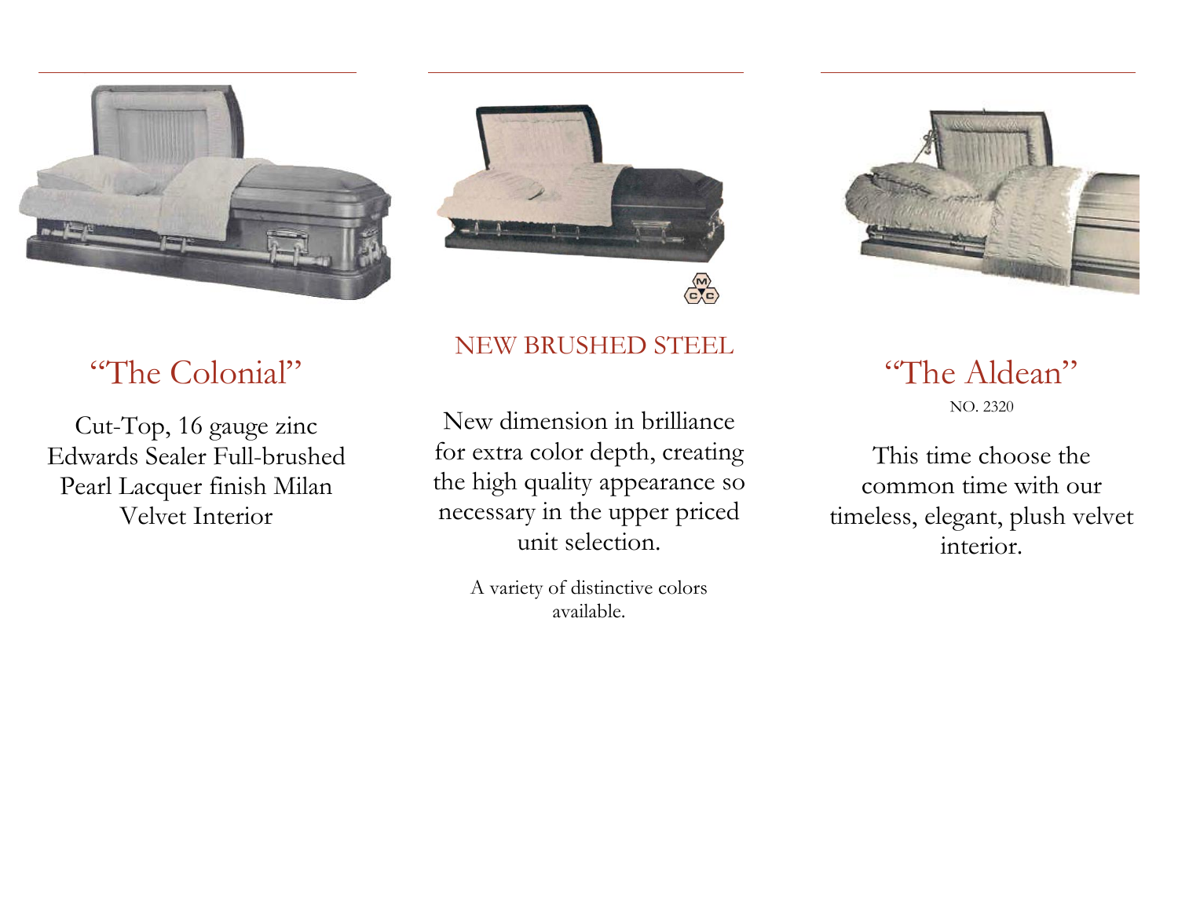## "The Colonial"

Cut-Top, 16 gauge zinc Edwards Sealer Full-brushed Pearl Lacquer finish Milan Velvet Interior

## NEW BRUSHED STEEL

New dimension in brilliance for extra color depth, creating the high quality appearance so necessary in the upper priced unit selection.

A variety of distinctive colors available.

## "The Aldean"

NO. 2320

This time choose the common time with our timeless, elegant, plush velvet interior.